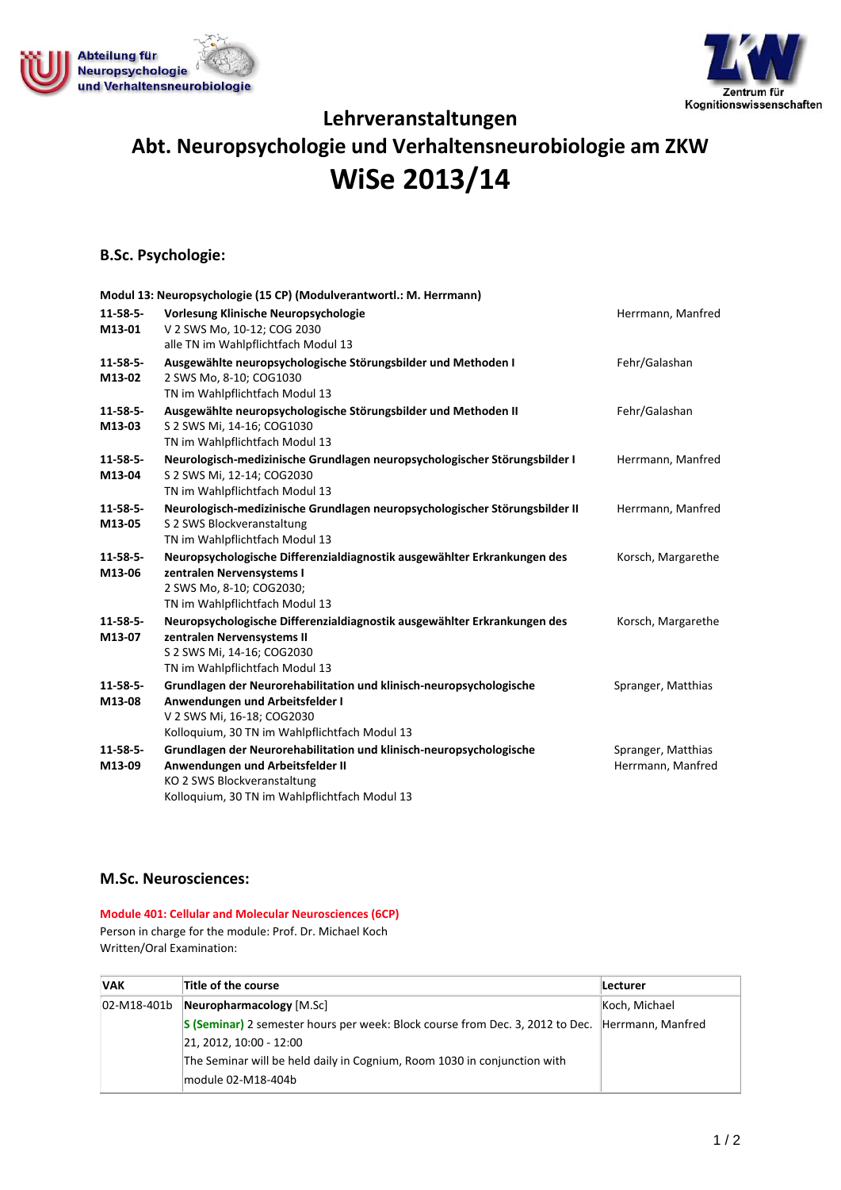Abteilung für Neuropsychologie und Verhaltensneurobiologie

Zentrum für Kognitionswissenschaften

# Lehrveranstaltungen
# Abt. Neuropsychologie und Verhaltensneurobiologie am ZKW
# WiSe 2013/14

## B.Sc. Psychologie:

**Modul 13: Neuropsychologie (15 CP) (Modulverantwortl.: M. Herrmann)**

| | | |
|---|---|---|
| **11-58-5-M13-01** | **Vorlesung Klinische Neuropsychologie**<br>V 2 SWS Mo, 10-12; COG 2030<br>alle TN im Wahlpflichtfach Modul 13 | Herrmann, Manfred |
| **11-58-5-M13-02** | **Ausgewählte neuropsychologische Störungsbilder und Methoden I**<br>2 SWS Mo, 8-10; COG1030<br>TN im Wahlpflichtfach Modul 13 | Fehr/Galashan |
| **11-58-5-M13-03** | **Ausgewählte neuropsychologische Störungsbilder und Methoden II**<br>S 2 SWS Mi, 14-16; COG1030<br>TN im Wahlpflichtfach Modul 13 | Fehr/Galashan |
| **11-58-5-M13-04** | **Neurologisch-medizinische Grundlagen neuropsychologischer Störungsbilder I**<br>S 2 SWS Mi, 12-14; COG2030<br>TN im Wahlpflichtfach Modul 13 | Herrmann, Manfred |
| **11-58-5-M13-05** | **Neurologisch-medizinische Grundlagen neuropsychologischer Störungsbilder II**<br>S 2 SWS Blockveranstaltung<br>TN im Wahlpflichtfach Modul 13 | Herrmann, Manfred |
| **11-58-5-M13-06** | **Neuropsychologische Differenzialdiagnostik ausgewählter Erkrankungen des zentralen Nervensystems I**<br>2 SWS Mo, 8-10; COG2030;<br>TN im Wahlpflichtfach Modul 13 | Korsch, Margarethe |
| **11-58-5-M13-07** | **Neuropsychologische Differenzialdiagnostik ausgewählter Erkrankungen des zentralen Nervensystems II**<br>S 2 SWS Mi, 14-16; COG2030<br>TN im Wahlpflichtfach Modul 13 | Korsch, Margarethe |
| **11-58-5-M13-08** | **Grundlagen der Neurorehabilitation und klinisch-neuropsychologische Anwendungen und Arbeitsfelder I**<br>V 2 SWS Mi, 16-18; COG2030<br>Kolloquium, 30 TN im Wahlpflichtfach Modul 13 | Spranger, Matthias |
| **11-58-5-M13-09** | **Grundlagen der Neurorehabilitation und klinisch-neuropsychologische Anwendungen und Arbeitsfelder II**<br>KO 2 SWS Blockveranstaltung<br>Kolloquium, 30 TN im Wahlpflichtfach Modul 13 | Spranger, Matthias<br>Herrmann, Manfred |

## M.Sc. Neurosciences:

**Module 401: Cellular and Molecular Neurosciences (6CP)**

Person in charge for the module: Prof. Dr. Michael Koch

Written/Oral Examination:

| VAK | Title of the course | Lecturer |
|---|---|---|
| 02-M18-401b | **Neuropharmacology** [M.Sc]<br>**S (Seminar)** 2 semester hours per week: Block course from Dec. 3, 2012 to Dec. 21, 2012, 10:00 - 12:00<br>The Seminar will be held daily in Cognium, Room 1030 in conjunction with module 02-M18-404b | Koch, Michael<br>Herrmann, Manfred |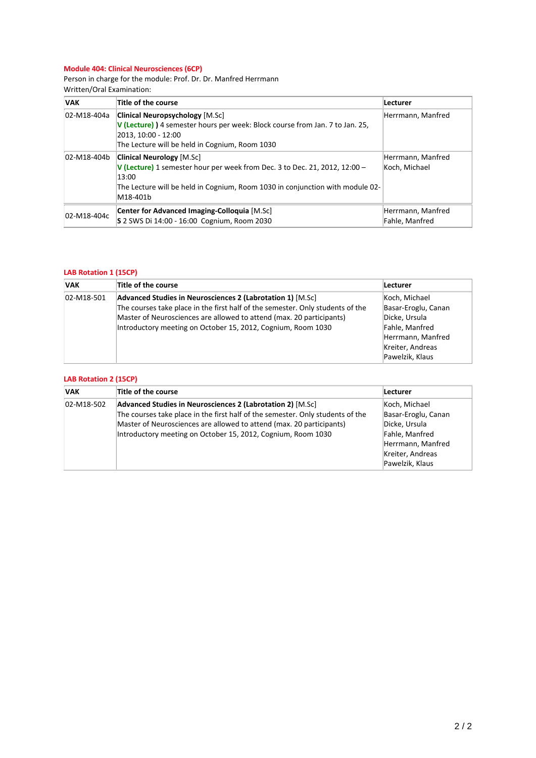**Module 404: Clinical Neurosciences (6CP)**

Person in charge for the module: Prof. Dr. Dr. Manfred Herrmann
Written/Oral Examination:

| VAK | Title of the course | Lecturer |
| --- | --- | --- |
| 02-M18-404a | **Clinical Neuropsychology** [M.Sc]<br>**V (Lecture) )** 4 semester hours per week: Block course from Jan. 7 to Jan. 25, 2013, 10:00 - 12:00<br>The Lecture will be held in Cognium, Room 1030 | Herrmann, Manfred |
| 02-M18-404b | **Clinical Neurology** [M.Sc]<br>**V (Lecture)** 1 semester hour per week from Dec. 3 to Dec. 21, 2012, 12:00 – 13:00<br>The Lecture will be held in Cognium, Room 1030 in conjunction with module 02-M18-401b | Herrmann, Manfred<br>Koch, Michael |
| 02-M18-404c | **Center for Advanced Imaging-Colloquia** [M.Sc]<br>**S** 2 SWS Di 14:00 - 16:00 Cognium, Room 2030 | Herrmann, Manfred<br>Fahle, Manfred |

**LAB Rotation 1 (15CP)**

| VAK | Title of the course | Lecturer |
| --- | --- | --- |
| 02-M18-501 | **Advanced Studies in Neurosciences 2 (Labrotation 1)** [M.Sc]<br>The courses take place in the first half of the semester. Only students of the Master of Neurosciences are allowed to attend (max. 20 participants)<br>Introductory meeting on October 15, 2012, Cognium, Room 1030 | Koch, Michael<br>Basar-Eroglu, Canan<br>Dicke, Ursula<br>Fahle, Manfred<br>Herrmann, Manfred<br>Kreiter, Andreas<br>Pawelzik, Klaus |

**LAB Rotation 2 (15CP)**

| VAK | Title of the course | Lecturer |
| --- | --- | --- |
| 02-M18-502 | **Advanced Studies in Neurosciences 2 (Labrotation 2)** [M.Sc]<br>The courses take place in the first half of the semester. Only students of the Master of Neurosciences are allowed to attend (max. 20 participants)<br>Introductory meeting on October 15, 2012, Cognium, Room 1030 | Koch, Michael<br>Basar-Eroglu, Canan<br>Dicke, Ursula<br>Fahle, Manfred<br>Herrmann, Manfred<br>Kreiter, Andreas<br>Pawelzik, Klaus |